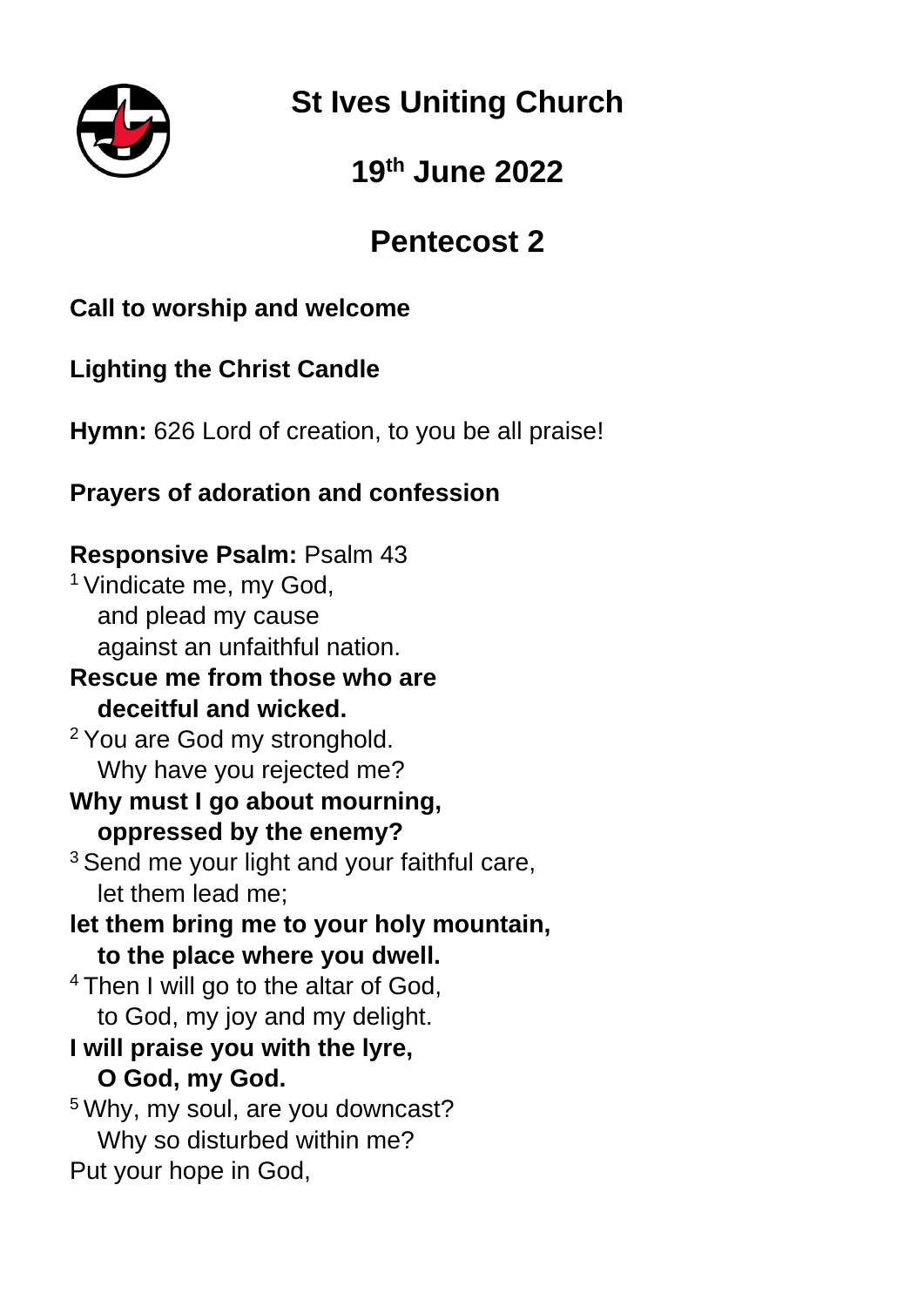# St Ives Uniting Church

## 19th June 2022

## Pentecost 2

**Call to worship and welcome**

**Lighting the Christ Candle**

**Hymn:** 626 Lord of creation, to you be all praise!

**Prayers of adoration and confession**

**Responsive Psalm:** Psalm 43
1 Vindicate me, my God,
  and plead my cause
  against an unfaithful nation.
**Rescue me from those who are**
  **deceitful and wicked.**
2 You are God my stronghold.
  Why have you rejected me?
**Why must I go about mourning,**
  **oppressed by the enemy?**
3 Send me your light and your faithful care,
  let them lead me;
**let them bring me to your holy mountain,**
  **to the place where you dwell.**
4 Then I will go to the altar of God,
  to God, my joy and my delight.
**I will praise you with the lyre,**
  **O God, my God.**
5 Why, my soul, are you downcast?
  Why so disturbed within me?
Put your hope in God,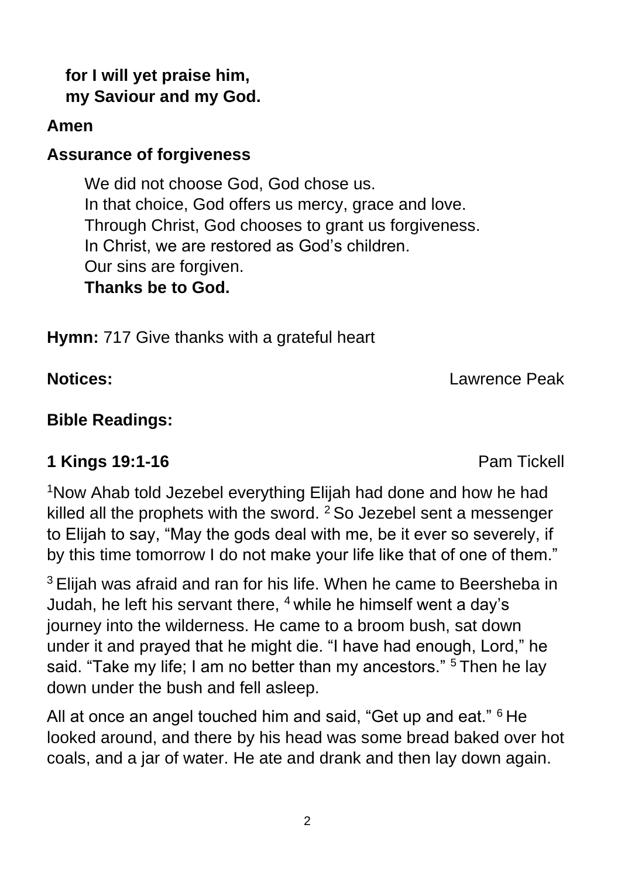**for I will yet praise him,**
**my Saviour and my God.**

**Amen**

**Assurance of forgiveness**

We did not choose God, God chose us.
In that choice, God offers us mercy, grace and love.
Through Christ, God chooses to grant us forgiveness.
In Christ, we are restored as God's children.
Our sins are forgiven.
**Thanks be to God.**

**Hymn:** 717 Give thanks with a grateful heart

**Notices:** Lawrence Peak

**Bible Readings:**

**1 Kings 19:1-16** Pam Tickell

[1]Now Ahab told Jezebel everything Elijah had done and how he had killed all the prophets with the sword. [2] So Jezebel sent a messenger to Elijah to say, "May the gods deal with me, be it ever so severely, if by this time tomorrow I do not make your life like that of one of them."

[3] Elijah was afraid and ran for his life. When he came to Beersheba in Judah, he left his servant there, [4] while he himself went a day's journey into the wilderness. He came to a broom bush, sat down under it and prayed that he might die. "I have had enough, Lord," he said. "Take my life; I am no better than my ancestors." [5] Then he lay down under the bush and fell asleep.

All at once an angel touched him and said, "Get up and eat." [6] He looked around, and there by his head was some bread baked over hot coals, and a jar of water. He ate and drank and then lay down again.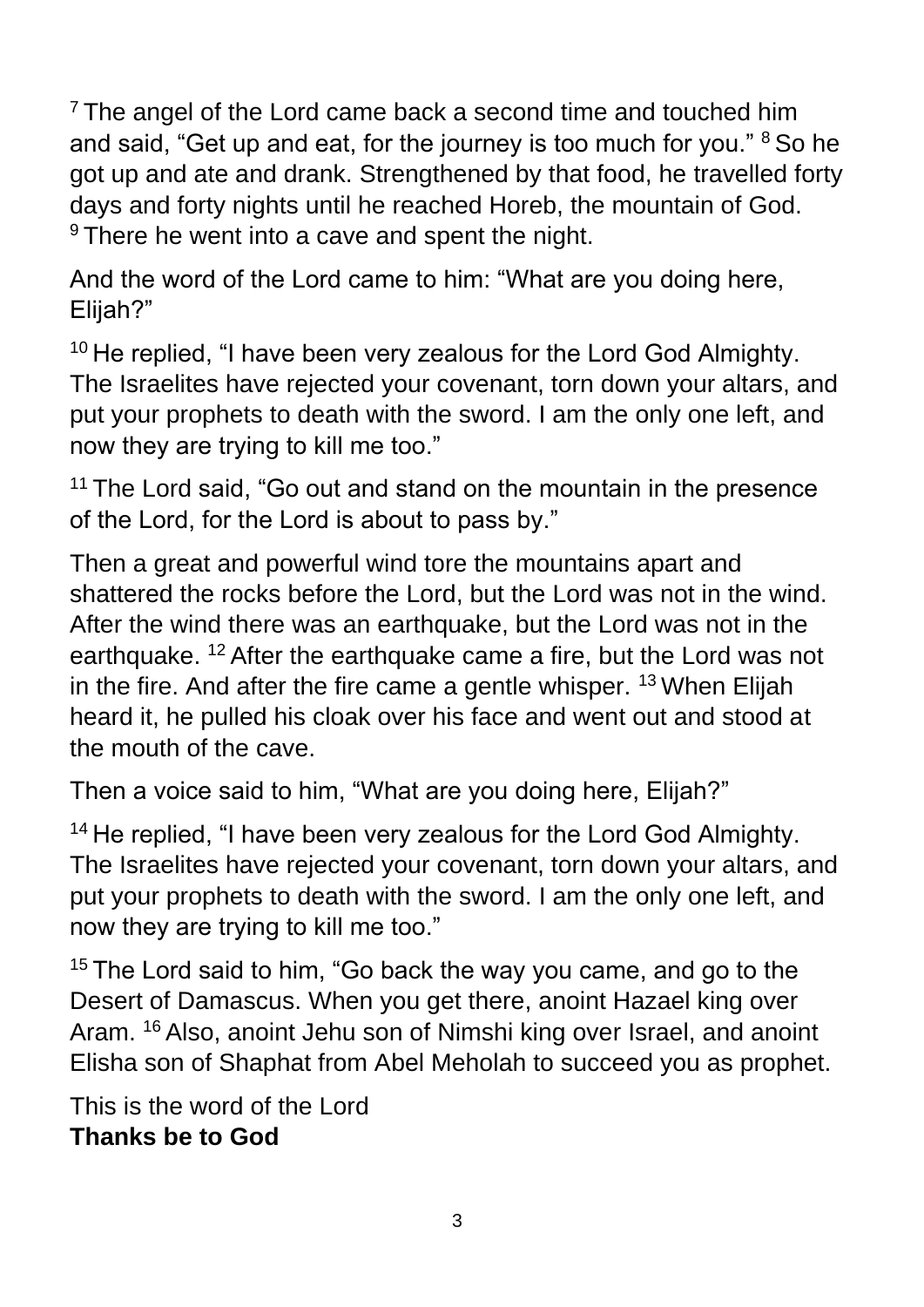[7] The angel of the Lord came back a second time and touched him and said, “Get up and eat, for the journey is too much for you.” [8] So he got up and ate and drank. Strengthened by that food, he travelled forty days and forty nights until he reached Horeb, the mountain of God. [9] There he went into a cave and spent the night.

And the word of the Lord came to him: “What are you doing here, Elijah?”

[10] He replied, “I have been very zealous for the Lord God Almighty. The Israelites have rejected your covenant, torn down your altars, and put your prophets to death with the sword. I am the only one left, and now they are trying to kill me too.”

[11] The Lord said, “Go out and stand on the mountain in the presence of the Lord, for the Lord is about to pass by.”

Then a great and powerful wind tore the mountains apart and shattered the rocks before the Lord, but the Lord was not in the wind. After the wind there was an earthquake, but the Lord was not in the earthquake. [12] After the earthquake came a fire, but the Lord was not in the fire. And after the fire came a gentle whisper. [13] When Elijah heard it, he pulled his cloak over his face and went out and stood at the mouth of the cave.

Then a voice said to him, “What are you doing here, Elijah?”

[14] He replied, “I have been very zealous for the Lord God Almighty. The Israelites have rejected your covenant, torn down your altars, and put your prophets to death with the sword. I am the only one left, and now they are trying to kill me too.”

[15] The Lord said to him, “Go back the way you came, and go to the Desert of Damascus. When you get there, anoint Hazael king over Aram. [16] Also, anoint Jehu son of Nimshi king over Israel, and anoint Elisha son of Shaphat from Abel Meholah to succeed you as prophet.

This is the word of the Lord
**Thanks be to God**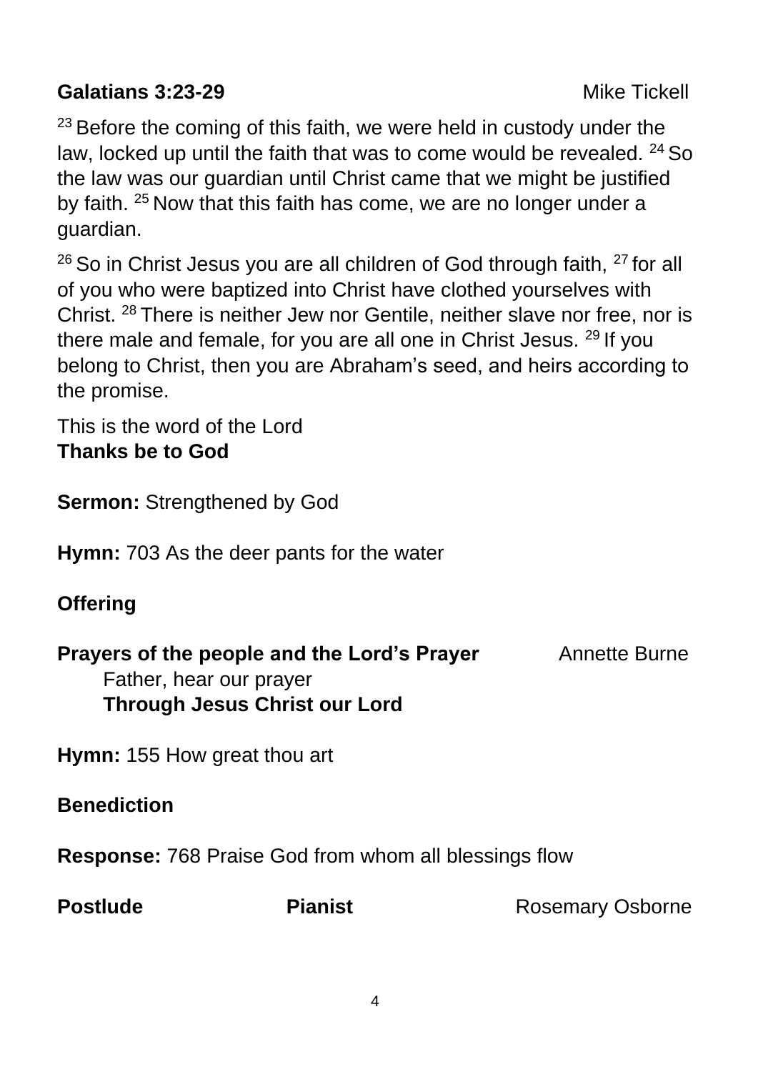**Galatians 3:23-29** Mike Tickell

[23] Before the coming of this faith, we were held in custody under the law, locked up until the faith that was to come would be revealed. [24] So the law was our guardian until Christ came that we might be justified by faith. [25] Now that this faith has come, we are no longer under a guardian.

[26] So in Christ Jesus you are all children of God through faith, [27] for all of you who were baptized into Christ have clothed yourselves with Christ. [28] There is neither Jew nor Gentile, neither slave nor free, nor is there male and female, for you are all one in Christ Jesus. [29] If you belong to Christ, then you are Abraham's seed, and heirs according to the promise.

This is the word of the Lord
**Thanks be to God**

**Sermon:** Strengthened by God

**Hymn:** 703 As the deer pants for the water

**Offering**

**Prayers of the people and the Lord's Prayer** Annette Burne

Father, hear our prayer
**Through Jesus Christ our Lord**

**Hymn:** 155 How great thou art

**Benediction**

**Response:** 768 Praise God from whom all blessings flow

**Postlude** **Pianist** Rosemary Osborne